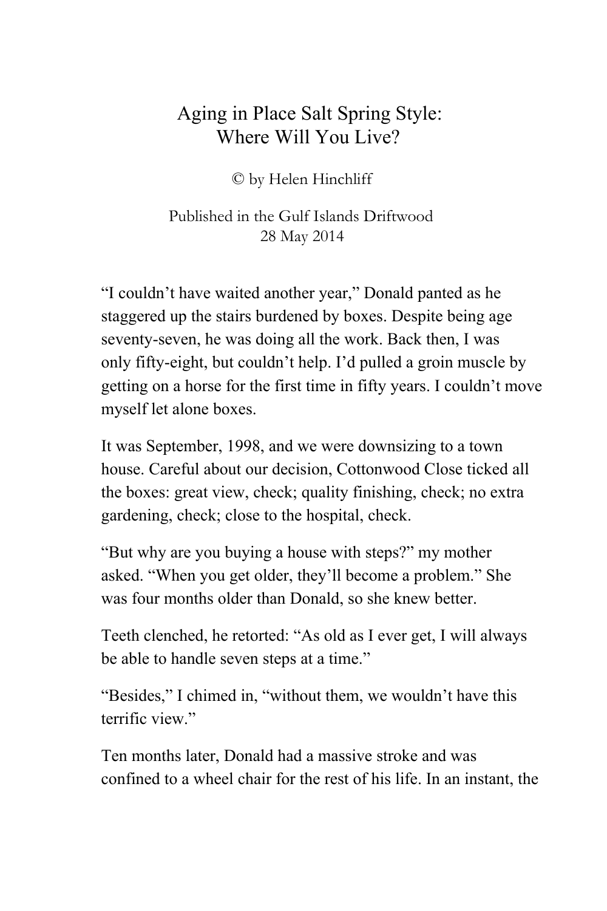# Aging in Place Salt Spring Style: Where Will You Live?

© by Helen Hinchliff

Published in the Gulf Islands Driftwood
28 May 2014

"I couldn't have waited another year," Donald panted as he staggered up the stairs burdened by boxes. Despite being age seventy-seven, he was doing all the work. Back then, I was only fifty-eight, but couldn't help. I'd pulled a groin muscle by getting on a horse for the first time in fifty years. I couldn't move myself let alone boxes.

It was September, 1998, and we were downsizing to a town house. Careful about our decision, Cottonwood Close ticked all the boxes: great view, check; quality finishing, check; no extra gardening, check; close to the hospital, check.

"But why are you buying a house with steps?" my mother asked. "When you get older, they'll become a problem." She was four months older than Donald, so she knew better.

Teeth clenched, he retorted: "As old as I ever get, I will always be able to handle seven steps at a time."

"Besides," I chimed in, "without them, we wouldn't have this terrific view."

Ten months later, Donald had a massive stroke and was confined to a wheel chair for the rest of his life. In an instant, the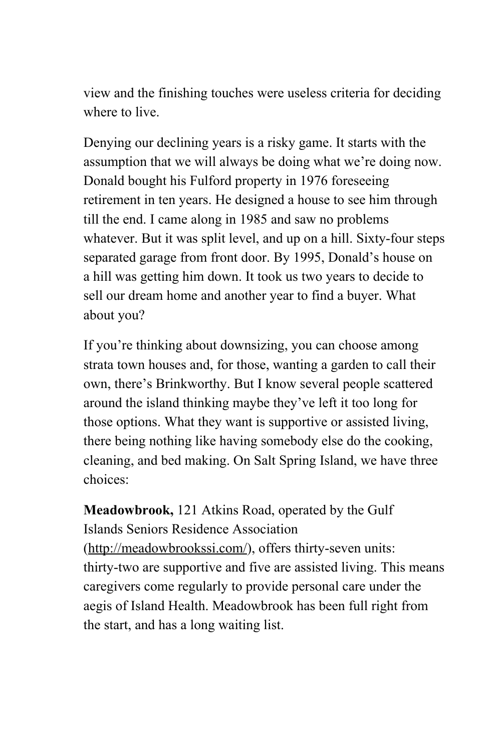view and the finishing touches were useless criteria for deciding where to live.

Denying our declining years is a risky game. It starts with the assumption that we will always be doing what we're doing now. Donald bought his Fulford property in 1976 foreseeing retirement in ten years. He designed a house to see him through till the end. I came along in 1985 and saw no problems whatever. But it was split level, and up on a hill. Sixty-four steps separated garage from front door. By 1995, Donald's house on a hill was getting him down. It took us two years to decide to sell our dream home and another year to find a buyer. What about you?

If you're thinking about downsizing, you can choose among strata town houses and, for those, wanting a garden to call their own, there's Brinkworthy. But I know several people scattered around the island thinking maybe they've left it too long for those options. What they want is supportive or assisted living, there being nothing like having somebody else do the cooking, cleaning, and bed making. On Salt Spring Island, we have three choices:

**Meadowbrook,** 121 Atkins Road, operated by the Gulf Islands Seniors Residence Association ([http://meadowbrookssi.com/](http://meadowbrookssi.com/)), offers thirty-seven units: thirty-two are supportive and five are assisted living. This means caregivers come regularly to provide personal care under the aegis of Island Health. Meadowbrook has been full right from the start, and has a long waiting list.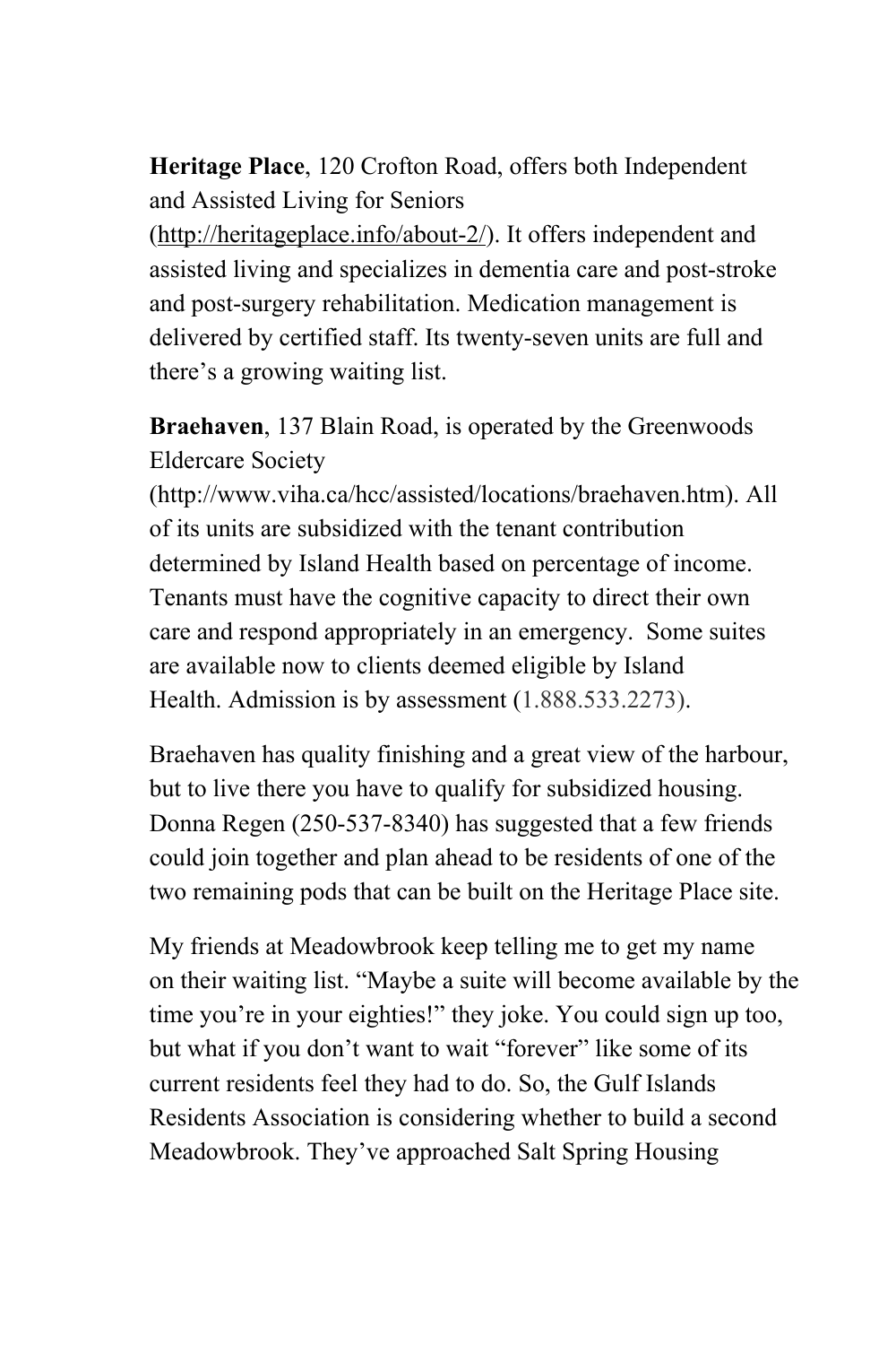**Heritage Place**, 120 Crofton Road, offers both Independent and Assisted Living for Seniors (http://heritageplace.info/about-2/). It offers independent and assisted living and specializes in dementia care and post-stroke and post-surgery rehabilitation. Medication management is delivered by certified staff. Its twenty-seven units are full and there's a growing waiting list.

**Braehaven**, 137 Blain Road, is operated by the Greenwoods Eldercare Society (http://www.viha.ca/hcc/assisted/locations/braehaven.htm). All of its units are subsidized with the tenant contribution determined by Island Health based on percentage of income. Tenants must have the cognitive capacity to direct their own care and respond appropriately in an emergency. Some suites are available now to clients deemed eligible by Island Health. Admission is by assessment (1.888.533.2273).

Braehaven has quality finishing and a great view of the harbour, but to live there you have to qualify for subsidized housing. Donna Regen (250-537-8340) has suggested that a few friends could join together and plan ahead to be residents of one of the two remaining pods that can be built on the Heritage Place site.

My friends at Meadowbrook keep telling me to get my name on their waiting list. "Maybe a suite will become available by the time you're in your eighties!" they joke. You could sign up too, but what if you don't want to wait "forever" like some of its current residents feel they had to do. So, the Gulf Islands Residents Association is considering whether to build a second Meadowbrook. They've approached Salt Spring Housing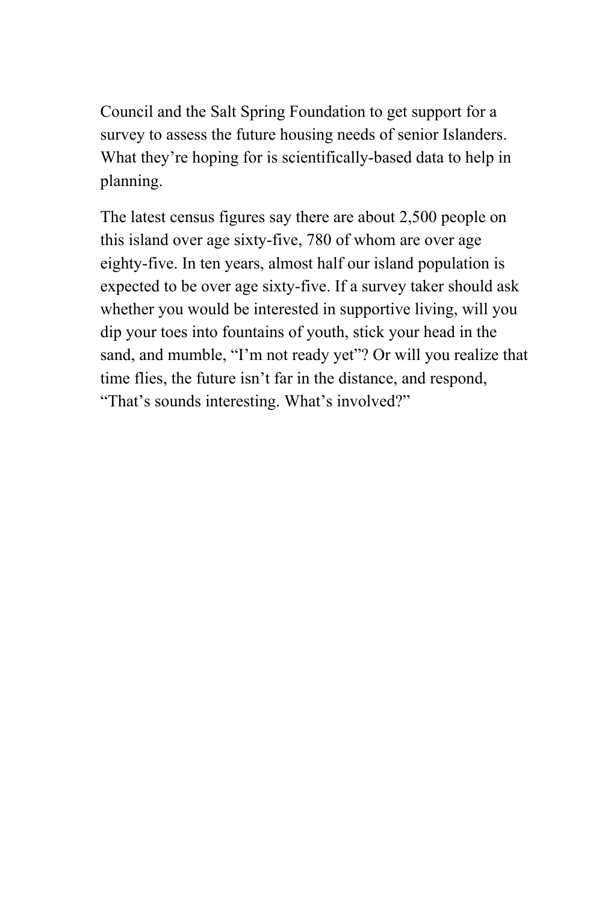Council and the Salt Spring Foundation to get support for a survey to assess the future housing needs of senior Islanders. What they're hoping for is scientifically-based data to help in planning.

The latest census figures say there are about 2,500 people on this island over age sixty-five, 780 of whom are over age eighty-five. In ten years, almost half our island population is expected to be over age sixty-five. If a survey taker should ask whether you would be interested in supportive living, will you dip your toes into fountains of youth, stick your head in the sand, and mumble, "I'm not ready yet"? Or will you realize that time flies, the future isn't far in the distance, and respond, "That's sounds interesting. What's involved?"